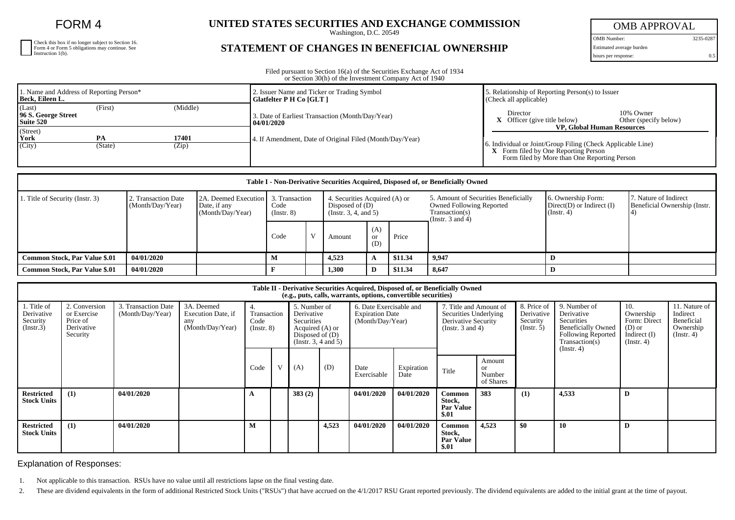# FORM 4

Check this box if no longer subject to Section 16. Form 4 or Form 5 obligations may continue. See Instruction 1(b).

## UNITED STATES SECURITIES AND EXCHANGE COMMISSION

Washington, D.C. 20549

## STATEMENT OF CHANGES IN BENEFICIAL OWNERSHIP

| OMB APPROVAL | |
|---|---|
| OMB Number: | 3235-0287 |
| Estimated average burden | |
| hours per response: | 0.5 |

Filed pursuant to Section 16(a) of the Securities Exchange Act of 1934 or Section 30(h) of the Investment Company Act of 1940

| 1. Name and Address of Reporting Person* | 2. Issuer Name and Ticker or Trading Symbol | 5. Relationship of Reporting Person(s) to Issuer (Check all applicable) |
|---|---|---|
| **Beck, Eileen L.** | **Glatfelter P H Co [GLT ]** | Director / 10% Owner |
| (Last) (First) (Middle) | 3. Date of Earliest Transaction (Month/Day/Year) | **X** Officer (give title below) / Other (specify below) |
| **96 S. George Street Suite 520** | **04/01/2020** | **VP, Global Human Resources** |
| (Street) | 4. If Amendment, Date of Original Filed (Month/Day/Year) | 6. Individual or Joint/Group Filing (Check Applicable Line) |
| **York** **PA** **17401** | | **X** Form filed by One Reporting Person |
| (City) (State) (Zip) | | Form filed by More than One Reporting Person |

| Table I - Non-Derivative Securities Acquired, Disposed of, or Beneficially Owned | | | | | | | | | | |
|---|---|---|---|---|---|---|---|---|---|---|
| 1. Title of Security (Instr. 3) | 2. Transaction Date (Month/Day/Year) | 2A. Deemed Execution Date, if any (Month/Day/Year) | 3. Transaction Code (Instr. 8) | | 4. Securities Acquired (A) or Disposed of (D) (Instr. 3, 4, and 5) | | | 5. Amount of Securities Beneficially Owned Following Reported Transaction(s) (Instr. 3 and 4) | 6. Ownership Form: Direct(D) or Indirect (I) (Instr. 4) | 7. Nature of Indirect Beneficial Ownership (Instr. 4) |
| | | | Code | V | Amount | (A) or (D) | Price | | | |
| **Common Stock, Par Value $.01** | **04/01/2020** | | **M** | | **4,523** | **A** | **$11.34** | **9,947** | **D** | |
| **Common Stock, Par Value $.01** | **04/01/2020** | | **F** | | **1,300** | **D** | **$11.34** | **8,647** | **D** | |

| Table II - Derivative Securities Acquired, Disposed of, or Beneficially Owned (e.g., puts, calls, warrants, options, convertible securities) | | | | | | | | | | | | | | |
|---|---|---|---|---|---|---|---|---|---|---|---|---|---|---|
| 1. Title of Derivative Security (Instr.3) | 2. Conversion or Exercise Price of Derivative Security | 3. Transaction Date (Month/Day/Year) | 3A. Deemed Execution Date, if any (Month/Day/Year) | 4. Transaction Code (Instr. 8) | | 5. Number of Derivative Securities Acquired (A) or Disposed of (D) (Instr. 3, 4 and 5) | | 6. Date Exercisable and Expiration Date (Month/Day/Year) | | 7. Title and Amount of Securities Underlying Derivative Security (Instr. 3 and 4) | | 8. Price of Derivative Security (Instr. 5) | 9. Number of Derivative Securities Beneficially Owned Following Reported Transaction(s) (Instr. 4) | 10. Ownership Form: Direct (D) or Indirect (I) (Instr. 4) | 11. Nature of Indirect Beneficial Ownership (Instr. 4) |
| | | | | Code | V | (A) | (D) | Date Exercisable | Expiration Date | Title | Amount or Number of Shares | | | | |
| **Restricted Stock Units** | **(1)** | **04/01/2020** | | **A** | | **383 (2)** | | **04/01/2020** | **04/01/2020** | **Common Stock, Par Value $.01** | **383** | **(1)** | **4,533** | **D** | |
| **Restricted Stock Units** | **(1)** | **04/01/2020** | | **M** | | | **4,523** | **04/01/2020** | **04/01/2020** | **Common Stock, Par Value $.01** | **4,523** | **$0** | **10** | **D** | |

Explanation of Responses:

1. Not applicable to this transaction. RSUs have no value until all restrictions lapse on the final vesting date.
2. These are dividend equivalents in the form of additional Restricted Stock Units ("RSUs") that have accrued on the 4/1/2017 RSU Grant reported previously. The dividend equivalents are added to the initial grant at the time of payout.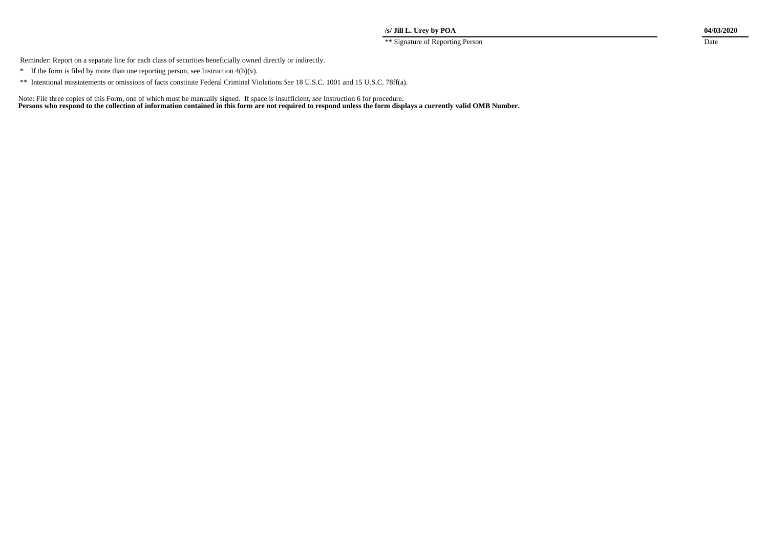| | |
|---|---|
| **/s/ Jill L. Urey by POA** | **04/03/2020** |
| ** Signature of Reporting Person | Date |

Reminder: Report on a separate line for each class of securities beneficially owned directly or indirectly.

\* If the form is filed by more than one reporting person, see Instruction 4(b)(v).

\*\* Intentional misstatements or omissions of facts constitute Federal Criminal Violations *See* 18 U.S.C. 1001 and 15 U.S.C. 78ff(a).

Note: File three copies of this Form, one of which must be manually signed. If space is insufficient, *see* Instruction 6 for procedure.

**Persons who respond to the collection of information contained in this form are not required to respond unless the form displays a currently valid OMB Number.**